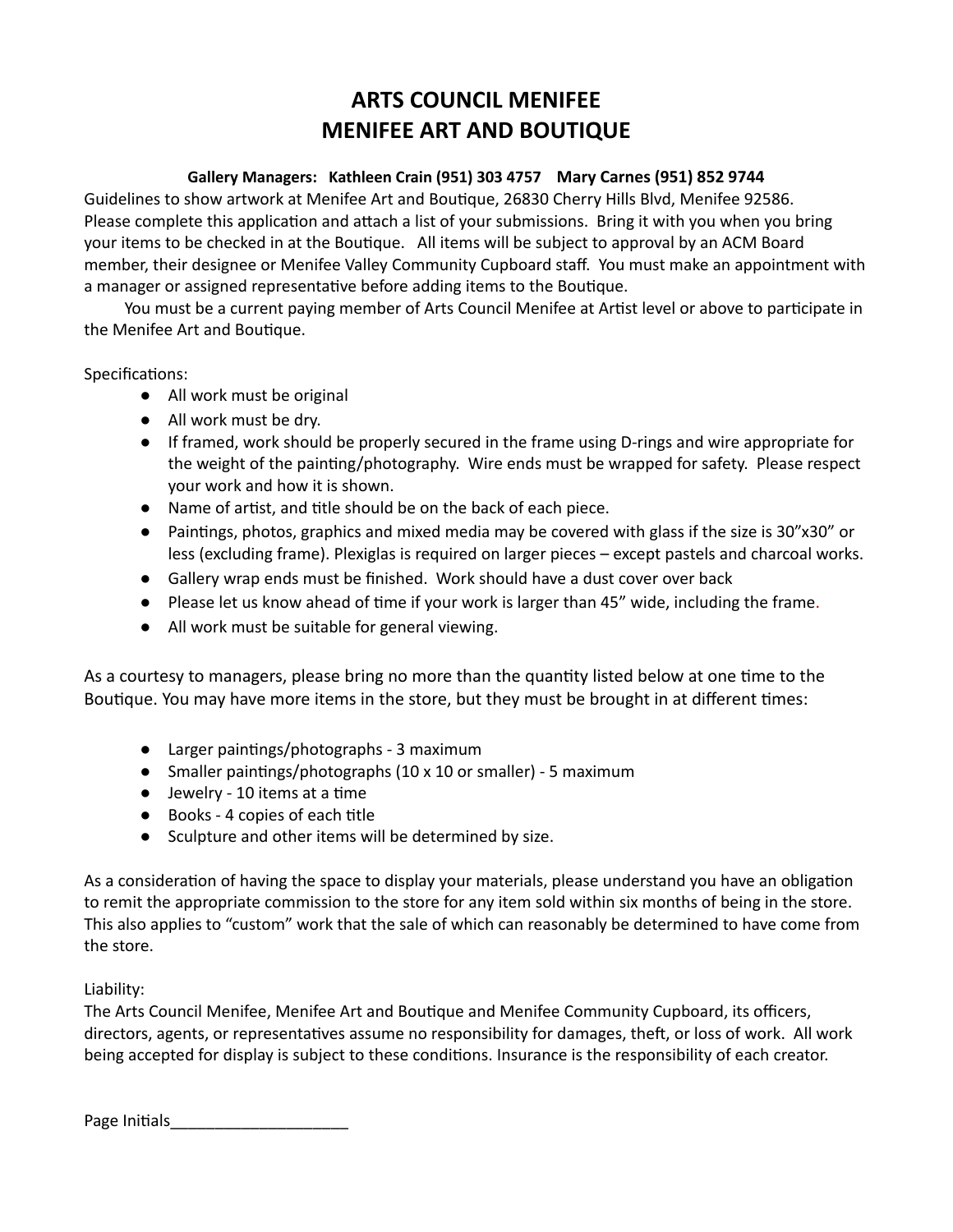# ARTS COUNCIL MENIFEE
# MENIFEE ART AND BOUTIQUE

**Gallery Managers: Kathleen Crain (951) 303 4757 Mary Carnes (951) 852 9744**

Guidelines to show artwork at Menifee Art and Boutique, 26830 Cherry Hills Blvd, Menifee 92586. Please complete this application and attach a list of your submissions. Bring it with you when you bring your items to be checked in at the Boutique. All items will be subject to approval by an ACM Board member, their designee or Menifee Valley Community Cupboard staff. You must make an appointment with a manager or assigned representative before adding items to the Boutique.

You must be a current paying member of Arts Council Menifee at Artist level or above to participate in the Menifee Art and Boutique.

Specifications:

- All work must be original
- All work must be dry.
- If framed, work should be properly secured in the frame using D-rings and wire appropriate for the weight of the painting/photography. Wire ends must be wrapped for safety. Please respect your work and how it is shown.
- Name of artist, and title should be on the back of each piece.
- Paintings, photos, graphics and mixed media may be covered with glass if the size is 30”x30” or less (excluding frame). Plexiglas is required on larger pieces – except pastels and charcoal works.
- Gallery wrap ends must be finished. Work should have a dust cover over back
- Please let us know ahead of time if your work is larger than 45” wide, including the frame.
- All work must be suitable for general viewing.

As a courtesy to managers, please bring no more than the quantity listed below at one time to the Boutique. You may have more items in the store, but they must be brought in at different times:

- Larger paintings/photographs - 3 maximum
- Smaller paintings/photographs (10 x 10 or smaller) - 5 maximum
- Jewelry - 10 items at a time
- Books - 4 copies of each title
- Sculpture and other items will be determined by size.

As a consideration of having the space to display your materials, please understand you have an obligation to remit the appropriate commission to the store for any item sold within six months of being in the store. This also applies to “custom” work that the sale of which can reasonably be determined to have come from the store.

Liability:
The Arts Council Menifee, Menifee Art and Boutique and Menifee Community Cupboard, its officers, directors, agents, or representatives assume no responsibility for damages, theft, or loss of work. All work being accepted for display is subject to these conditions. Insurance is the responsibility of each creator.

Page Initials____________________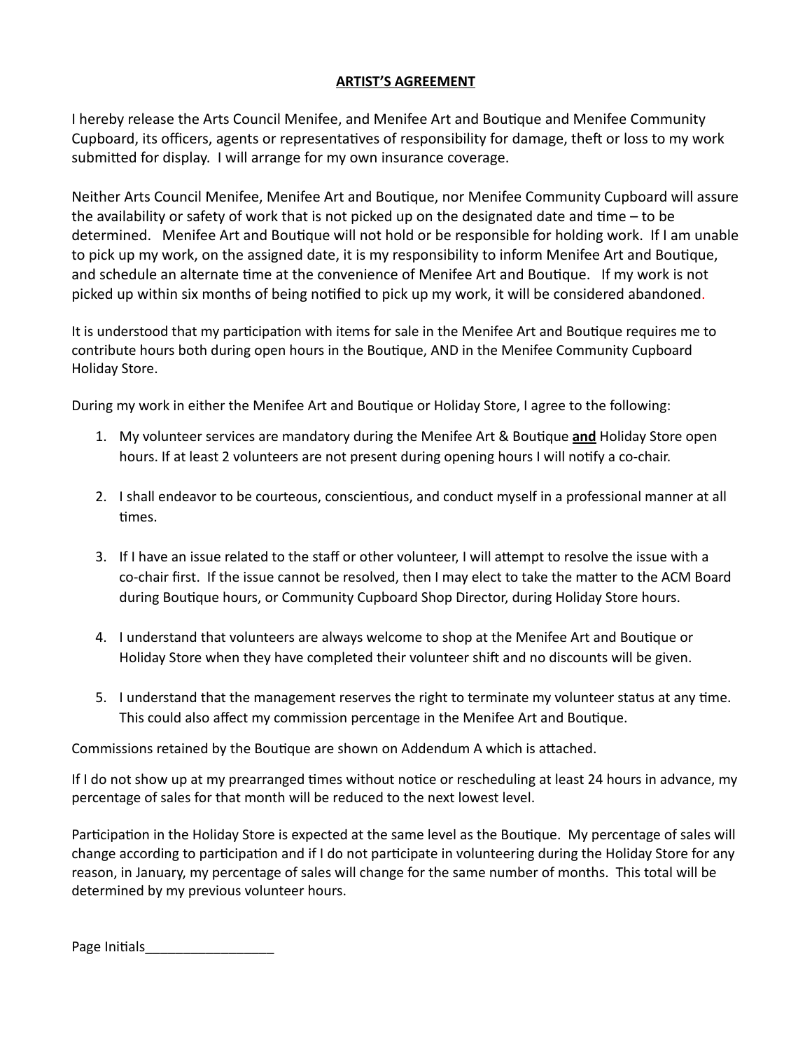# ARTIST'S AGREEMENT

I hereby release the Arts Council Menifee, and Menifee Art and Boutique and Menifee Community Cupboard, its officers, agents or representatives of responsibility for damage, theft or loss to my work submitted for display. I will arrange for my own insurance coverage.

Neither Arts Council Menifee, Menifee Art and Boutique, nor Menifee Community Cupboard will assure the availability or safety of work that is not picked up on the designated date and time – to be determined. Menifee Art and Boutique will not hold or be responsible for holding work. If I am unable to pick up my work, on the assigned date, it is my responsibility to inform Menifee Art and Boutique, and schedule an alternate time at the convenience of Menifee Art and Boutique. If my work is not picked up within six months of being notified to pick up my work, it will be considered abandoned.

It is understood that my participation with items for sale in the Menifee Art and Boutique requires me to contribute hours both during open hours in the Boutique, AND in the Menifee Community Cupboard Holiday Store.

During my work in either the Menifee Art and Boutique or Holiday Store, I agree to the following:

1. My volunteer services are mandatory during the Menifee Art & Boutique **and** Holiday Store open hours. If at least 2 volunteers are not present during opening hours I will notify a co-chair.

2. I shall endeavor to be courteous, conscientious, and conduct myself in a professional manner at all times.

3. If I have an issue related to the staff or other volunteer, I will attempt to resolve the issue with a co-chair first. If the issue cannot be resolved, then I may elect to take the matter to the ACM Board during Boutique hours, or Community Cupboard Shop Director, during Holiday Store hours.

4. I understand that volunteers are always welcome to shop at the Menifee Art and Boutique or Holiday Store when they have completed their volunteer shift and no discounts will be given.

5. I understand that the management reserves the right to terminate my volunteer status at any time. This could also affect my commission percentage in the Menifee Art and Boutique.

Commissions retained by the Boutique are shown on Addendum A which is attached.

If I do not show up at my prearranged times without notice or rescheduling at least 24 hours in advance, my percentage of sales for that month will be reduced to the next lowest level.

Participation in the Holiday Store is expected at the same level as the Boutique. My percentage of sales will change according to participation and if I do not participate in volunteering during the Holiday Store for any reason, in January, my percentage of sales will change for the same number of months. This total will be determined by my previous volunteer hours.

Page Initials_________________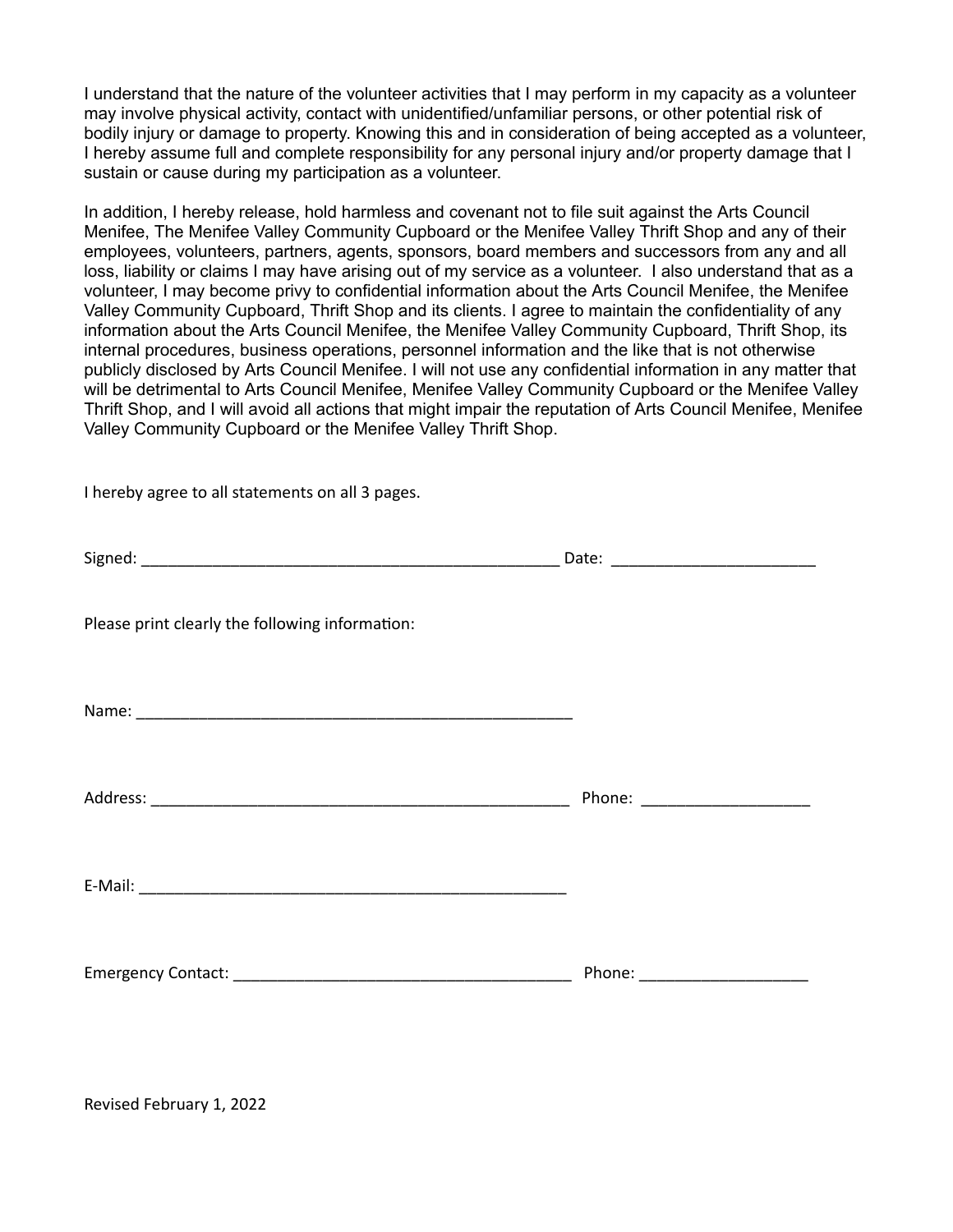I understand that the nature of the volunteer activities that I may perform in my capacity as a volunteer may involve physical activity, contact with unidentified/unfamiliar persons, or other potential risk of bodily injury or damage to property. Knowing this and in consideration of being accepted as a volunteer, I hereby assume full and complete responsibility for any personal injury and/or property damage that I sustain or cause during my participation as a volunteer.

In addition, I hereby release, hold harmless and covenant not to file suit against the Arts Council Menifee, The Menifee Valley Community Cupboard or the Menifee Valley Thrift Shop and any of their employees, volunteers, partners, agents, sponsors, board members and successors from any and all loss, liability or claims I may have arising out of my service as a volunteer. I also understand that as a volunteer, I may become privy to confidential information about the Arts Council Menifee, the Menifee Valley Community Cupboard, Thrift Shop and its clients. I agree to maintain the confidentiality of any information about the Arts Council Menifee, the Menifee Valley Community Cupboard, Thrift Shop, its internal procedures, business operations, personnel information and the like that is not otherwise publicly disclosed by Arts Council Menifee. I will not use any confidential information in any matter that will be detrimental to Arts Council Menifee, Menifee Valley Community Cupboard or the Menifee Valley Thrift Shop, and I will avoid all actions that might impair the reputation of Arts Council Menifee, Menifee Valley Community Cupboard or the Menifee Valley Thrift Shop.

I hereby agree to all statements on all 3 pages.

Signed: _________________________________________________ Date: _______________________

Please print clearly the following information:

Name: ___________________________________________________

Address: ________________________________________________ Phone: ___________________

E-Mail: __________________________________________________

Emergency Contact: _______________________________________ Phone: ___________________

Revised February 1, 2022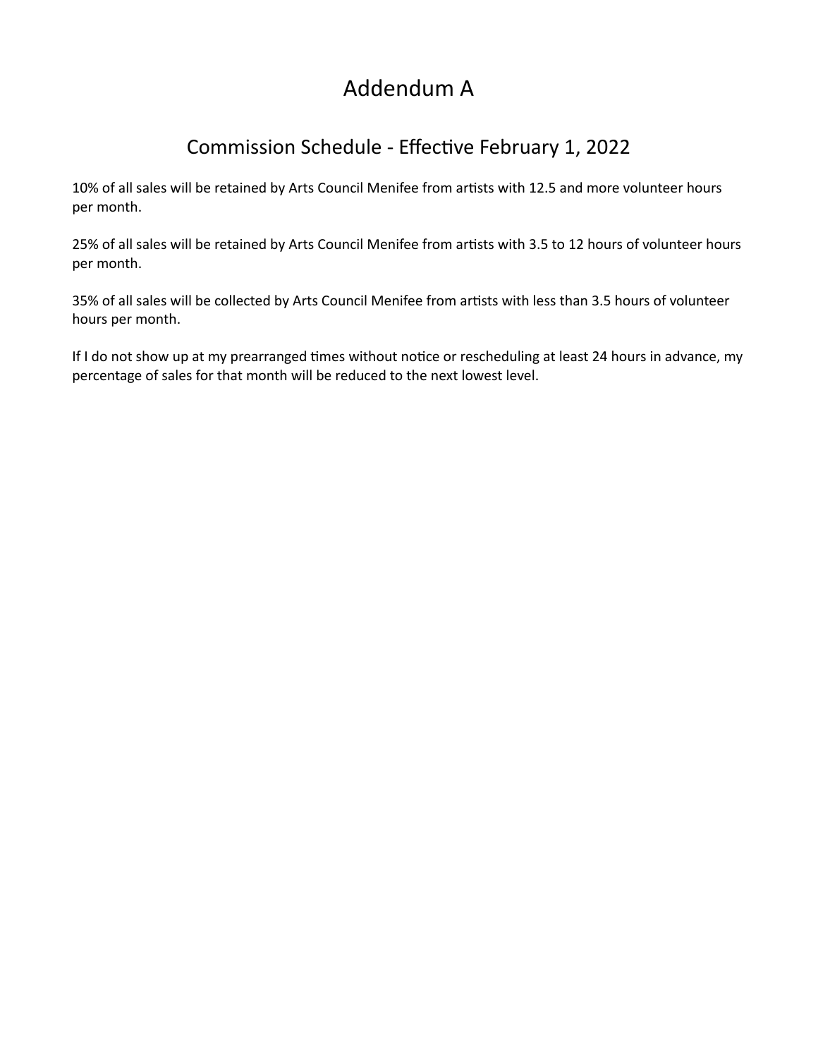# Addendum A

## Commission Schedule - Effective February 1, 2022

10% of all sales will be retained by Arts Council Menifee from artists with 12.5 and more volunteer hours per month.

25% of all sales will be retained by Arts Council Menifee from artists with 3.5 to 12 hours of volunteer hours per month.

35% of all sales will be collected by Arts Council Menifee from artists with less than 3.5 hours of volunteer hours per month.

If I do not show up at my prearranged times without notice or rescheduling at least 24 hours in advance, my percentage of sales for that month will be reduced to the next lowest level.